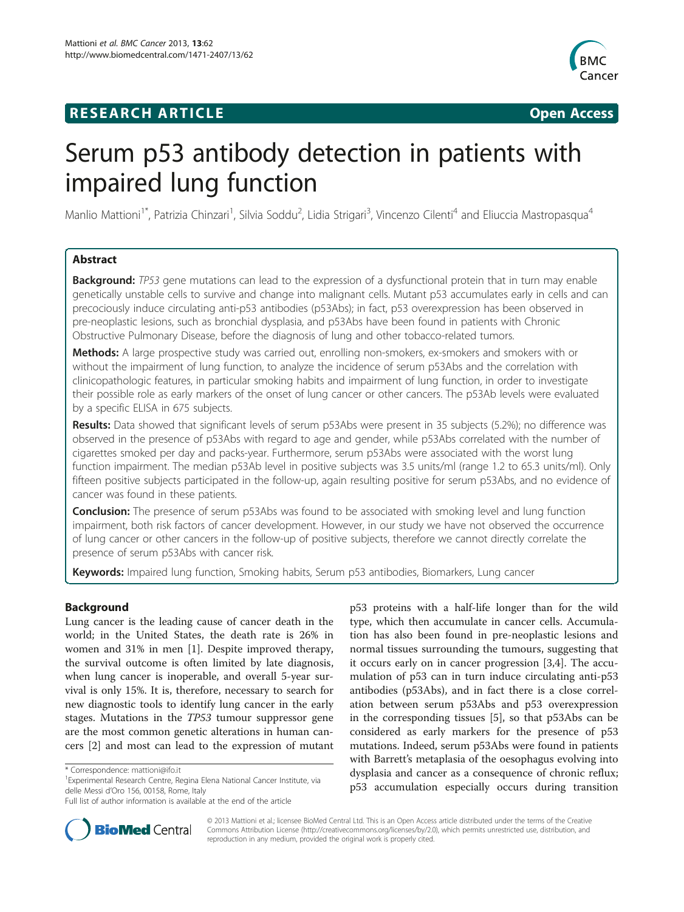**RESEARCH ARTICLE** **Open Access**

# Serum p53 antibody detection in patients with impaired lung function

Manlio Mattioni[1*], Patrizia Chinzari[1], Silvia Soddu[2], Lidia Strigari[3], Vincenzo Cilenti[4] and Eliuccia Mastropasqua[4]

## Abstract

**Background:** *TP53* gene mutations can lead to the expression of a dysfunctional protein that in turn may enable genetically unstable cells to survive and change into malignant cells. Mutant p53 accumulates early in cells and can precociously induce circulating anti-p53 antibodies (p53Abs); in fact, p53 overexpression has been observed in pre-neoplastic lesions, such as bronchial dysplasia, and p53Abs have been found in patients with Chronic Obstructive Pulmonary Disease, before the diagnosis of lung and other tobacco-related tumors.

**Methods:** A large prospective study was carried out, enrolling non-smokers, ex-smokers and smokers with or without the impairment of lung function, to analyze the incidence of serum p53Abs and the correlation with clinicopathologic features, in particular smoking habits and impairment of lung function, in order to investigate their possible role as early markers of the onset of lung cancer or other cancers. The p53Ab levels were evaluated by a specific ELISA in 675 subjects.

**Results:** Data showed that significant levels of serum p53Abs were present in 35 subjects (5.2%); no difference was observed in the presence of p53Abs with regard to age and gender, while p53Abs correlated with the number of cigarettes smoked per day and packs-year. Furthermore, serum p53Abs were associated with the worst lung function impairment. The median p53Ab level in positive subjects was 3.5 units/ml (range 1.2 to 65.3 units/ml). Only fifteen positive subjects participated in the follow-up, again resulting positive for serum p53Abs, and no evidence of cancer was found in these patients.

**Conclusion:** The presence of serum p53Abs was found to be associated with smoking level and lung function impairment, both risk factors of cancer development. However, in our study we have not observed the occurrence of lung cancer or other cancers in the follow-up of positive subjects, therefore we cannot directly correlate the presence of serum p53Abs with cancer risk.

**Keywords:** Impaired lung function, Smoking habits, Serum p53 antibodies, Biomarkers, Lung cancer

## Background

Lung cancer is the leading cause of cancer death in the world; in the United States, the death rate is 26% in women and 31% in men [1]. Despite improved therapy, the survival outcome is often limited by late diagnosis, when lung cancer is inoperable, and overall 5-year survival is only 15%. It is, therefore, necessary to search for new diagnostic tools to identify lung cancer in the early stages. Mutations in the *TP53* tumour suppressor gene are the most common genetic alterations in human cancers [2] and most can lead to the expression of mutant p53 proteins with a half-life longer than for the wild type, which then accumulate in cancer cells. Accumulation has also been found in pre-neoplastic lesions and normal tissues surrounding the tumours, suggesting that it occurs early on in cancer progression [3,4]. The accumulation of p53 can in turn induce circulating anti-p53 antibodies (p53Abs), and in fact there is a close correlation between serum p53Abs and p53 overexpression in the corresponding tissues [5], so that p53Abs can be considered as early markers for the presence of p53 mutations. Indeed, serum p53Abs were found in patients with Barrett's metaplasia of the oesophagus evolving into dysplasia and cancer as a consequence of chronic reflux; p53 accumulation especially occurs during transition

\* Correspondence: mattioni@ifo.it
[1]Experimental Research Centre, Regina Elena National Cancer Institute, via delle Messi d'Oro 156, 00158, Rome, Italy
Full list of author information is available at the end of the article

© 2013 Mattioni et al.; licensee BioMed Central Ltd. This is an Open Access article distributed under the terms of the Creative Commons Attribution License (http://creativecommons.org/licenses/by/2.0), which permits unrestricted use, distribution, and reproduction in any medium, provided the original work is properly cited.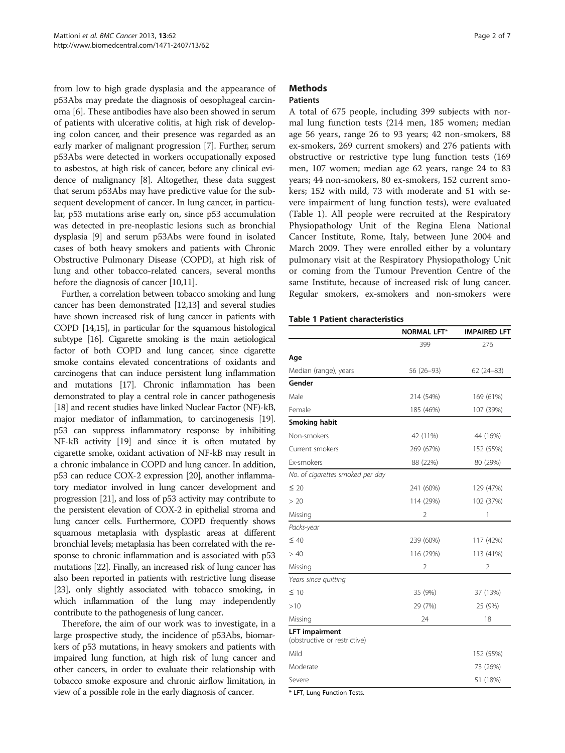from low to high grade dysplasia and the appearance of p53Abs may predate the diagnosis of oesophageal carcinoma [6]. These antibodies have also been showed in serum of patients with ulcerative colitis, at high risk of developing colon cancer, and their presence was regarded as an early marker of malignant progression [7]. Further, serum p53Abs were detected in workers occupationally exposed to asbestos, at high risk of cancer, before any clinical evidence of malignancy [8]. Altogether, these data suggest that serum p53Abs may have predictive value for the subsequent development of cancer. In lung cancer, in particular, p53 mutations arise early on, since p53 accumulation was detected in pre-neoplastic lesions such as bronchial dysplasia [9] and serum p53Abs were found in isolated cases of both heavy smokers and patients with Chronic Obstructive Pulmonary Disease (COPD), at high risk of lung and other tobacco-related cancers, several months before the diagnosis of cancer [10,11].

Further, a correlation between tobacco smoking and lung cancer has been demonstrated [12,13] and several studies have shown increased risk of lung cancer in patients with COPD [14,15], in particular for the squamous histological subtype [16]. Cigarette smoking is the main aetiological factor of both COPD and lung cancer, since cigarette smoke contains elevated concentrations of oxidants and carcinogens that can induce persistent lung inflammation and mutations [17]. Chronic inflammation has been demonstrated to play a central role in cancer pathogenesis [18] and recent studies have linked Nuclear Factor (NF)-kB, major mediator of inflammation, to carcinogenesis [19]. p53 can suppress inflammatory response by inhibiting NF-kB activity [19] and since it is often mutated by cigarette smoke, oxidant activation of NF-kB may result in a chronic imbalance in COPD and lung cancer. In addition, p53 can reduce COX-2 expression [20], another inflammatory mediator involved in lung cancer development and progression [21], and loss of p53 activity may contribute to the persistent elevation of COX-2 in epithelial stroma and lung cancer cells. Furthermore, COPD frequently shows squamous metaplasia with dysplastic areas at different bronchial levels; metaplasia has been correlated with the response to chronic inflammation and is associated with p53 mutations [22]. Finally, an increased risk of lung cancer has also been reported in patients with restrictive lung disease [23], only slightly associated with tobacco smoking, in which inflammation of the lung may independently contribute to the pathogenesis of lung cancer.

Therefore, the aim of our work was to investigate, in a large prospective study, the incidence of p53Abs, biomarkers of p53 mutations, in heavy smokers and patients with impaired lung function, at high risk of lung cancer and other cancers, in order to evaluate their relationship with tobacco smoke exposure and chronic airflow limitation, in view of a possible role in the early diagnosis of cancer.

# Methods

## Patients

A total of 675 people, including 399 subjects with normal lung function tests (214 men, 185 women; median age 56 years, range 26 to 93 years; 42 non-smokers, 88 ex-smokers, 269 current smokers) and 276 patients with obstructive or restrictive type lung function tests (169 men, 107 women; median age 62 years, range 24 to 83 years; 44 non-smokers, 80 ex-smokers, 152 current smokers; 152 with mild, 73 with moderate and 51 with severe impairment of lung function tests), were evaluated (Table 1). All people were recruited at the Respiratory Physiopathology Unit of the Regina Elena National Cancer Institute, Rome, Italy, between June 2004 and March 2009. They were enrolled either by a voluntary pulmonary visit at the Respiratory Physiopathology Unit or coming from the Tumour Prevention Centre of the same Institute, because of increased risk of lung cancer. Regular smokers, ex-smokers and non-smokers were

**Table 1 Patient characteristics**

| | NORMAL LFT* | IMPAIRED LFT |
|---|---|---|
| | 399 | 276 |
| **Age** | | |
| Median (range), years | 56 (26–93) | 62 (24–83) |
| **Gender** | | |
| Male | 214 (54%) | 169 (61%) |
| Female | 185 (46%) | 107 (39%) |
| **Smoking habit** | | |
| Non-smokers | 42 (11%) | 44 (16%) |
| Current smokers | 269 (67%) | 152 (55%) |
| Ex-smokers | 88 (22%) | 80 (29%) |
| *No. of cigarettes smoked per day* | | |
| ≤ 20 | 241 (60%) | 129 (47%) |
| > 20 | 114 (29%) | 102 (37%) |
| Missing | 2 | 1 |
| *Packs-year* | | |
| ≤ 40 | 239 (60%) | 117 (42%) |
| > 40 | 116 (29%) | 113 (41%) |
| Missing | 2 | 2 |
| *Years since quitting* | | |
| ≤ 10 | 35 (9%) | 37 (13%) |
| >10 | 29 (7%) | 25 (9%) |
| Missing | 24 | 18 |
| **LFT impairment** (obstructive or restrictive) | | |
| Mild | | 152 (55%) |
| Moderate | | 73 (26%) |
| Severe | | 51 (18%) |

\* LFT, Lung Function Tests.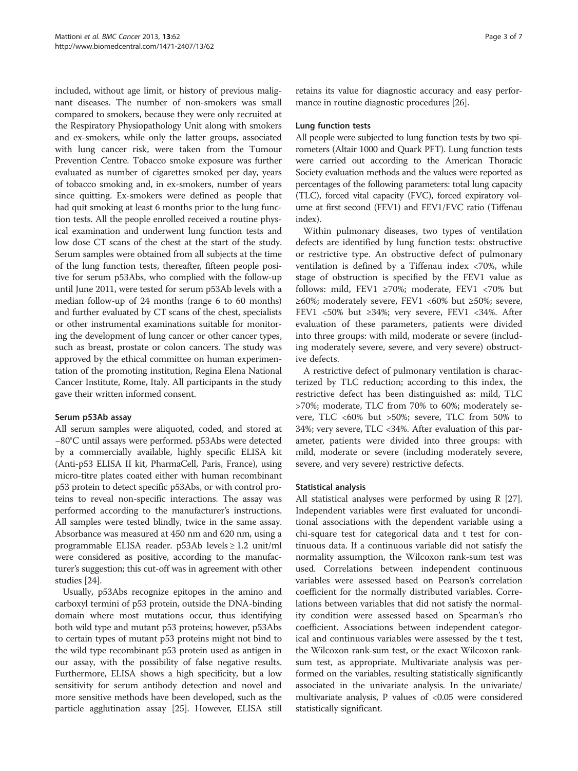included, without age limit, or history of previous malignant diseases. The number of non-smokers was small compared to smokers, because they were only recruited at the Respiratory Physiopathology Unit along with smokers and ex-smokers, while only the latter groups, associated with lung cancer risk, were taken from the Tumour Prevention Centre. Tobacco smoke exposure was further evaluated as number of cigarettes smoked per day, years of tobacco smoking and, in ex-smokers, number of years since quitting. Ex-smokers were defined as people that had quit smoking at least 6 months prior to the lung function tests. All the people enrolled received a routine physical examination and underwent lung function tests and low dose CT scans of the chest at the start of the study. Serum samples were obtained from all subjects at the time of the lung function tests, thereafter, fifteen people positive for serum p53Abs, who complied with the follow-up until June 2011, were tested for serum p53Ab levels with a median follow-up of 24 months (range 6 to 60 months) and further evaluated by CT scans of the chest, specialists or other instrumental examinations suitable for monitoring the development of lung cancer or other cancer types, such as breast, prostate or colon cancers. The study was approved by the ethical committee on human experimentation of the promoting institution, Regina Elena National Cancer Institute, Rome, Italy. All participants in the study gave their written informed consent.

### Serum p53Ab assay

All serum samples were aliquoted, coded, and stored at −80°C until assays were performed. p53Abs were detected by a commercially available, highly specific ELISA kit (Anti-p53 ELISA II kit, PharmaCell, Paris, France), using micro-titre plates coated either with human recombinant p53 protein to detect specific p53Abs, or with control proteins to reveal non-specific interactions. The assay was performed according to the manufacturer's instructions. All samples were tested blindly, twice in the same assay. Absorbance was measured at 450 nm and 620 nm, using a programmable ELISA reader. p53Ab levels ≥ 1.2 unit/ml were considered as positive, according to the manufacturer's suggestion; this cut-off was in agreement with other studies [24].

Usually, p53Abs recognize epitopes in the amino and carboxyl termini of p53 protein, outside the DNA-binding domain where most mutations occur, thus identifying both wild type and mutant p53 proteins; however, p53Abs to certain types of mutant p53 proteins might not bind to the wild type recombinant p53 protein used as antigen in our assay, with the possibility of false negative results. Furthermore, ELISA shows a high specificity, but a low sensitivity for serum antibody detection and novel and more sensitive methods have been developed, such as the particle agglutination assay [25]. However, ELISA still retains its value for diagnostic accuracy and easy performance in routine diagnostic procedures [26].

### Lung function tests

All people were subjected to lung function tests by two spirometers (Altair 1000 and Quark PFT). Lung function tests were carried out according to the American Thoracic Society evaluation methods and the values were reported as percentages of the following parameters: total lung capacity (TLC), forced vital capacity (FVC), forced expiratory volume at first second (FEV1) and FEV1/FVC ratio (Tiffenau index).

Within pulmonary diseases, two types of ventilation defects are identified by lung function tests: obstructive or restrictive type. An obstructive defect of pulmonary ventilation is defined by a Tiffenau index <70%, while stage of obstruction is specified by the FEV1 value as follows: mild, FEV1 ≥70%; moderate, FEV1 <70% but ≥60%; moderately severe, FEV1 <60% but ≥50%; severe, FEV1 <50% but ≥34%; very severe, FEV1 <34%. After evaluation of these parameters, patients were divided into three groups: with mild, moderate or severe (including moderately severe, severe, and very severe) obstructive defects.

A restrictive defect of pulmonary ventilation is characterized by TLC reduction; according to this index, the restrictive defect has been distinguished as: mild, TLC >70%; moderate, TLC from 70% to 60%; moderately severe, TLC <60% but >50%; severe, TLC from 50% to 34%; very severe, TLC <34%. After evaluation of this parameter, patients were divided into three groups: with mild, moderate or severe (including moderately severe, severe, and very severe) restrictive defects.

### Statistical analysis

All statistical analyses were performed by using R [27]. Independent variables were first evaluated for unconditional associations with the dependent variable using a chi-square test for categorical data and t test for continuous data. If a continuous variable did not satisfy the normality assumption, the Wilcoxon rank-sum test was used. Correlations between independent continuous variables were assessed based on Pearson's correlation coefficient for the normally distributed variables. Correlations between variables that did not satisfy the normality condition were assessed based on Spearman's rho coefficient. Associations between independent categorical and continuous variables were assessed by the t test, the Wilcoxon rank-sum test, or the exact Wilcoxon rank-sum test, as appropriate. Multivariate analysis was performed on the variables, resulting statistically significantly associated in the univariate analysis. In the univariate/multivariate analysis, P values of <0.05 were considered statistically significant.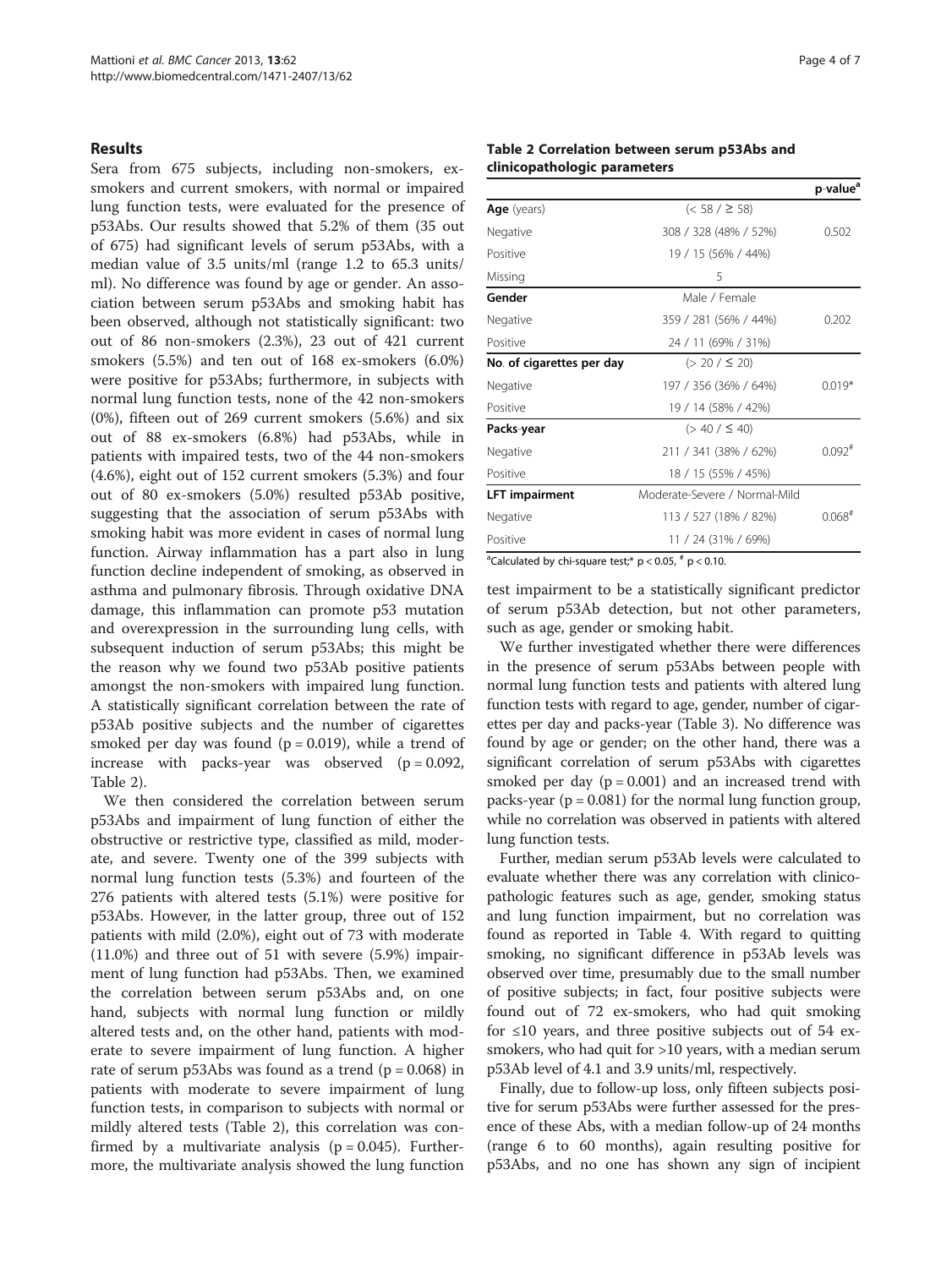## Results

Sera from 675 subjects, including non-smokers, ex-smokers and current smokers, with normal or impaired lung function tests, were evaluated for the presence of p53Abs. Our results showed that 5.2% of them (35 out of 675) had significant levels of serum p53Abs, with a median value of 3.5 units/ml (range 1.2 to 65.3 units/ml). No difference was found by age or gender. An association between serum p53Abs and smoking habit has been observed, although not statistically significant: two out of 86 non-smokers (2.3%), 23 out of 421 current smokers (5.5%) and ten out of 168 ex-smokers (6.0%) were positive for p53Abs; furthermore, in subjects with normal lung function tests, none of the 42 non-smokers (0%), fifteen out of 269 current smokers (5.6%) and six out of 88 ex-smokers (6.8%) had p53Abs, while in patients with impaired tests, two of the 44 non-smokers (4.6%), eight out of 152 current smokers (5.3%) and four out of 80 ex-smokers (5.0%) resulted p53Ab positive, suggesting that the association of serum p53Abs with smoking habit was more evident in cases of normal lung function. Airway inflammation has a part also in lung function decline independent of smoking, as observed in asthma and pulmonary fibrosis. Through oxidative DNA damage, this inflammation can promote p53 mutation and overexpression in the surrounding lung cells, with subsequent induction of serum p53Abs; this might be the reason why we found two p53Ab positive patients amongst the non-smokers with impaired lung function. A statistically significant correlation between the rate of p53Ab positive subjects and the number of cigarettes smoked per day was found ($p = 0.019$), while a trend of increase with packs-year was observed ($p = 0.092$, Table 2).

We then considered the correlation between serum p53Abs and impairment of lung function of either the obstructive or restrictive type, classified as mild, moderate, and severe. Twenty one of the 399 subjects with normal lung function tests (5.3%) and fourteen of the 276 patients with altered tests (5.1%) were positive for p53Abs. However, in the latter group, three out of 152 patients with mild (2.0%), eight out of 73 with moderate (11.0%) and three out of 51 with severe (5.9%) impairment of lung function had p53Abs. Then, we examined the correlation between serum p53Abs and, on one hand, subjects with normal lung function or mildly altered tests and, on the other hand, patients with moderate to severe impairment of lung function. A higher rate of serum p53Abs was found as a trend ($p = 0.068$) in patients with moderate to severe impairment of lung function tests, in comparison to subjects with normal or mildly altered tests (Table 2), this correlation was confirmed by a multivariate analysis ($p = 0.045$). Furthermore, the multivariate analysis showed the lung function test impairment to be a statistically significant predictor of serum p53Ab detection, but not other parameters, such as age, gender or smoking habit.

**Table 2 Correlation between serum p53Abs and clinicopathologic parameters**

| | | p-value[a] |
|---|---|---|
| **Age** (years) | (< 58 / ≥ 58) | |
| Negative | 308 / 328 (48% / 52%) | 0.502 |
| Positive | 19 / 15 (56% / 44%) | |
| Missing | 5 | |
| **Gender** | Male / Female | |
| Negative | 359 / 281 (56% / 44%) | 0.202 |
| Positive | 24 / 11 (69% / 31%) | |
| **No. of cigarettes per day** | (> 20 / ≤ 20) | |
| Negative | 197 / 356 (36% / 64%) | 0.019* |
| Positive | 19 / 14 (58% / 42%) | |
| **Packs-year** | (> 40 / ≤ 40) | |
| Negative | 211 / 341 (38% / 62%) | 0.092[#] |
| Positive | 18 / 15 (55% / 45%) | |
| **LFT impairment** | Moderate-Severe / Normal-Mild | |
| Negative | 113 / 527 (18% / 82%) | 0.068[#] |
| Positive | 11 / 24 (31% / 69%) | |

[a]Calculated by chi-square test;* $p < 0.05$, [#] $p < 0.10$.

We further investigated whether there were differences in the presence of serum p53Abs between people with normal lung function tests and patients with altered lung function tests with regard to age, gender, number of cigarettes per day and packs-year (Table 3). No difference was found by age or gender; on the other hand, there was a significant correlation of serum p53Abs with cigarettes smoked per day ($p = 0.001$) and an increased trend with packs-year ($p = 0.081$) for the normal lung function group, while no correlation was observed in patients with altered lung function tests.

Further, median serum p53Ab levels were calculated to evaluate whether there was any correlation with clinicopathologic features such as age, gender, smoking status and lung function impairment, but no correlation was found as reported in Table 4. With regard to quitting smoking, no significant difference in p53Ab levels was observed over time, presumably due to the small number of positive subjects; in fact, four positive subjects were found out of 72 ex-smokers, who had quit smoking for ≤10 years, and three positive subjects out of 54 ex-smokers, who had quit for >10 years, with a median serum p53Ab level of 4.1 and 3.9 units/ml, respectively.

Finally, due to follow-up loss, only fifteen subjects positive for serum p53Abs were further assessed for the presence of these Abs, with a median follow-up of 24 months (range 6 to 60 months), again resulting positive for p53Abs, and no one has shown any sign of incipient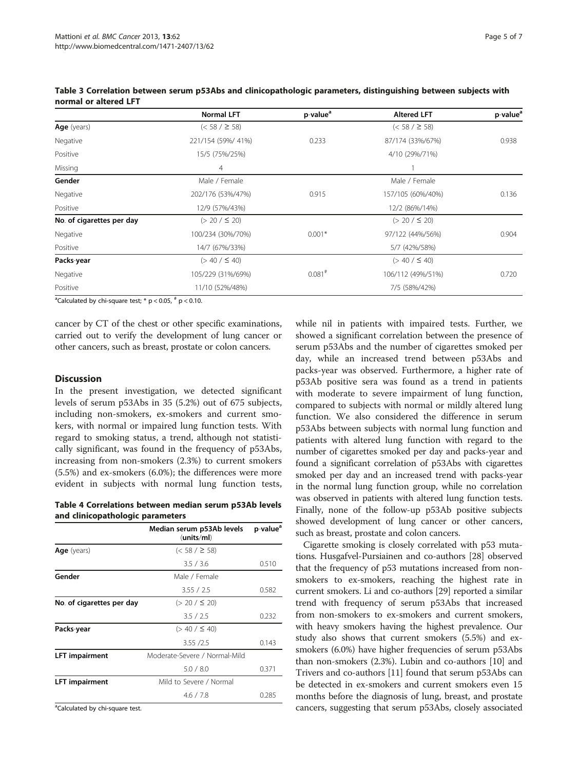**Table 3 Correlation between serum p53Abs and clinicopathologic parameters, distinguishing between subjects with normal or altered LFT**

| | Normal LFT | p-value[a] | Altered LFT | p-value[a] |
|---|---|---|---|---|
| **Age** (years) | (< 58 / ≥ 58) | | (< 58 / ≥ 58) | |
| Negative | 221/154 (59%/ 41%) | 0.233 | 87/174 (33%/67%) | 0.938 |
| Positive | 15/5 (75%/25%) | | 4/10 (29%/71%) | |
| Missing | 4 | | 1 | |
| **Gender** | Male / Female | | Male / Female | |
| Negative | 202/176 (53%/47%) | 0.915 | 157/105 (60%/40%) | 0.136 |
| Positive | 12/9 (57%/43%) | | 12/2 (86%/14%) | |
| **No. of cigarettes per day** | (> 20 / ≤ 20) | | (> 20 / ≤ 20) | |
| Negative | 100/234 (30%/70%) | 0.001* | 97/122 (44%/56%) | 0.904 |
| Positive | 14/7 (67%/33%) | | 5/7 (42%/58%) | |
| **Packs-year** | (> 40 / ≤ 40) | | (> 40 / ≤ 40) | |
| Negative | 105/229 (31%/69%) | 0.081[#] | 106/112 (49%/51%) | 0.720 |
| Positive | 11/10 (52%/48%) | | 7/5 (58%/42%) | |

[a]Calculated by chi-square test; * $p < 0.05$, [#] $p < 0.10$.

cancer by CT of the chest or other specific examinations, carried out to verify the development of lung cancer or other cancers, such as breast, prostate or colon cancers.

## Discussion

In the present investigation, we detected significant levels of serum p53Abs in 35 (5.2%) out of 675 subjects, including non-smokers, ex-smokers and current smokers, with normal or impaired lung function tests. With regard to smoking status, a trend, although not statistically significant, was found in the frequency of p53Abs, increasing from non-smokers (2.3%) to current smokers (5.5%) and ex-smokers (6.0%); the differences were more evident in subjects with normal lung function tests,

**Table 4 Correlations between median serum p53Ab levels and clinicopathologic parameters**

| | Median serum p53Ab levels (units/ml) | p-value[a] |
|---|---|---|
| **Age** (years) | (< 58 / ≥ 58) | |
| | 3.5 / 3.6 | 0.510 |
| **Gender** | Male / Female | |
| | 3.55 / 2.5 | 0.582 |
| **No. of cigarettes per day** | (> 20 / ≤ 20) | |
| | 3.5 / 2.5 | 0.232 |
| **Packs-year** | (> 40 / ≤ 40) | |
| | 3.55 /2.5 | 0.143 |
| **LFT impairment** | Moderate-Severe / Normal-Mild | |
| | 5.0 / 8.0 | 0.371 |
| **LFT impairment** | Mild to Severe / Normal | |
| | 4.6 / 7.8 | 0.285 |

[a]Calculated by chi-square test.

while nil in patients with impaired tests. Further, we showed a significant correlation between the presence of serum p53Abs and the number of cigarettes smoked per day, while an increased trend between p53Abs and packs-year was observed. Furthermore, a higher rate of p53Ab positive sera was found as a trend in patients with moderate to severe impairment of lung function, compared to subjects with normal or mildly altered lung function. We also considered the difference in serum p53Abs between subjects with normal lung function and patients with altered lung function with regard to the number of cigarettes smoked per day and packs-year and found a significant correlation of p53Abs with cigarettes smoked per day and an increased trend with packs-year in the normal lung function group, while no correlation was observed in patients with altered lung function tests. Finally, none of the follow-up p53Ab positive subjects showed development of lung cancer or other cancers, such as breast, prostate and colon cancers.

Cigarette smoking is closely correlated with p53 mutations. Husgafvel-Pursiainen and co-authors [28] observed that the frequency of p53 mutations increased from non-smokers to ex-smokers, reaching the highest rate in current smokers. Li and co-authors [29] reported a similar trend with frequency of serum p53Abs that increased from non-smokers to ex-smokers and current smokers, with heavy smokers having the highest prevalence. Our study also shows that current smokers (5.5%) and ex-smokers (6.0%) have higher frequencies of serum p53Abs than non-smokers (2.3%). Lubin and co-authors [10] and Trivers and co-authors [11] found that serum p53Abs can be detected in ex-smokers and current smokers even 15 months before the diagnosis of lung, breast, and prostate cancers, suggesting that serum p53Abs, closely associated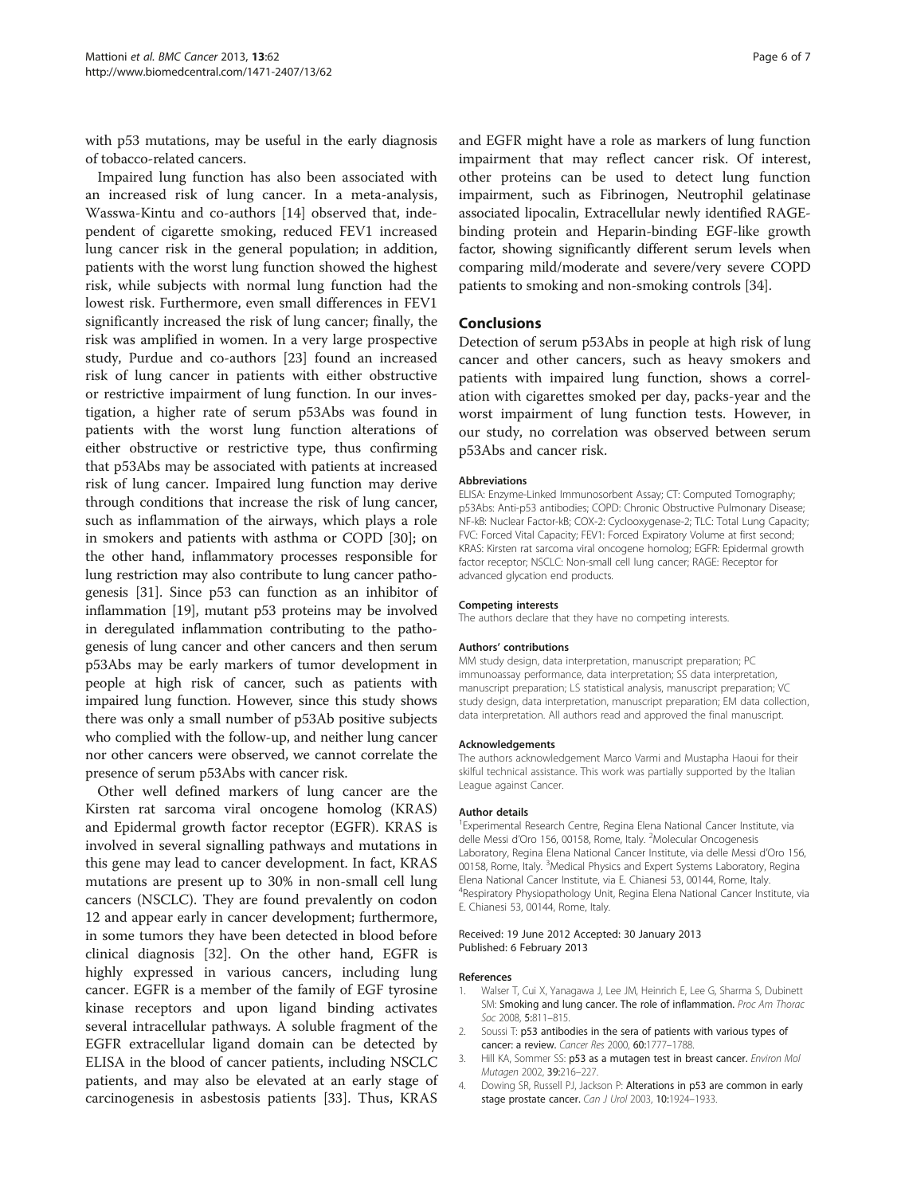with p53 mutations, may be useful in the early diagnosis of tobacco-related cancers.

Impaired lung function has also been associated with an increased risk of lung cancer. In a meta-analysis, Wasswa-Kintu and co-authors [14] observed that, independent of cigarette smoking, reduced FEV1 increased lung cancer risk in the general population; in addition, patients with the worst lung function showed the highest risk, while subjects with normal lung function had the lowest risk. Furthermore, even small differences in FEV1 significantly increased the risk of lung cancer; finally, the risk was amplified in women. In a very large prospective study, Purdue and co-authors [23] found an increased risk of lung cancer in patients with either obstructive or restrictive impairment of lung function. In our investigation, a higher rate of serum p53Abs was found in patients with the worst lung function alterations of either obstructive or restrictive type, thus confirming that p53Abs may be associated with patients at increased risk of lung cancer. Impaired lung function may derive through conditions that increase the risk of lung cancer, such as inflammation of the airways, which plays a role in smokers and patients with asthma or COPD [30]; on the other hand, inflammatory processes responsible for lung restriction may also contribute to lung cancer pathogenesis [31]. Since p53 can function as an inhibitor of inflammation [19], mutant p53 proteins may be involved in deregulated inflammation contributing to the pathogenesis of lung cancer and other cancers and then serum p53Abs may be early markers of tumor development in people at high risk of cancer, such as patients with impaired lung function. However, since this study shows there was only a small number of p53Ab positive subjects who complied with the follow-up, and neither lung cancer nor other cancers were observed, we cannot correlate the presence of serum p53Abs with cancer risk.

Other well defined markers of lung cancer are the Kirsten rat sarcoma viral oncogene homolog (KRAS) and Epidermal growth factor receptor (EGFR). KRAS is involved in several signalling pathways and mutations in this gene may lead to cancer development. In fact, KRAS mutations are present up to 30% in non-small cell lung cancers (NSCLC). They are found prevalently on codon 12 and appear early in cancer development; furthermore, in some tumors they have been detected in blood before clinical diagnosis [32]. On the other hand, EGFR is highly expressed in various cancers, including lung cancer. EGFR is a member of the family of EGF tyrosine kinase receptors and upon ligand binding activates several intracellular pathways. A soluble fragment of the EGFR extracellular ligand domain can be detected by ELISA in the blood of cancer patients, including NSCLC patients, and may also be elevated at an early stage of carcinogenesis in asbestosis patients [33]. Thus, KRAS and EGFR might have a role as markers of lung function impairment that may reflect cancer risk. Of interest, other proteins can be used to detect lung function impairment, such as Fibrinogen, Neutrophil gelatinase associated lipocalin, Extracellular newly identified RAGE-binding protein and Heparin-binding EGF-like growth factor, showing significantly different serum levels when comparing mild/moderate and severe/very severe COPD patients to smoking and non-smoking controls [34].

## Conclusions

Detection of serum p53Abs in people at high risk of lung cancer and other cancers, such as heavy smokers and patients with impaired lung function, shows a correlation with cigarettes smoked per day, packs-year and the worst impairment of lung function tests. However, in our study, no correlation was observed between serum p53Abs and cancer risk.

#### Abbreviations

ELISA: Enzyme-Linked Immunosorbent Assay; CT: Computed Tomography; p53Abs: Anti-p53 antibodies; COPD: Chronic Obstructive Pulmonary Disease; NF-kB: Nuclear Factor-kB; COX-2: Cyclooxygenase-2; TLC: Total Lung Capacity; FVC: Forced Vital Capacity; FEV1: Forced Expiratory Volume at first second; KRAS: Kirsten rat sarcoma viral oncogene homolog; EGFR: Epidermal growth factor receptor; NSCLC: Non-small cell lung cancer; RAGE: Receptor for advanced glycation end products.

#### Competing interests

The authors declare that they have no competing interests.

#### Authors' contributions

MM study design, data interpretation, manuscript preparation; PC immunoassay performance, data interpretation; SS data interpretation, manuscript preparation; LS statistical analysis, manuscript preparation; VC study design, data interpretation, manuscript preparation; EM data collection, data interpretation. All authors read and approved the final manuscript.

#### Acknowledgements

The authors acknowledgement Marco Varmi and Mustapha Haoui for their skilful technical assistance. This work was partially supported by the Italian League against Cancer.

#### Author details

[1]Experimental Research Centre, Regina Elena National Cancer Institute, via delle Messi d'Oro 156, 00158, Rome, Italy. [2]Molecular Oncogenesis Laboratory, Regina Elena National Cancer Institute, via delle Messi d'Oro 156, 00158, Rome, Italy. [3]Medical Physics and Expert Systems Laboratory, Regina Elena National Cancer Institute, via E. Chianesi 53, 00144, Rome, Italy. [4]Respiratory Physiopathology Unit, Regina Elena National Cancer Institute, via E. Chianesi 53, 00144, Rome, Italy.

Received: 19 June 2012 Accepted: 30 January 2013
Published: 6 February 2013

#### References

1. Walser T, Cui X, Yanagawa J, Lee JM, Heinrich E, Lee G, Sharma S, Dubinett SM: **Smoking and lung cancer. The role of inflammation.** *Proc Am Thorac Soc* 2008, **5:**811–815.
2. Soussi T: **p53 antibodies in the sera of patients with various types of cancer: a review.** *Cancer Res* 2000, **60:**1777–1788.
3. Hill KA, Sommer SS: **p53 as a mutagen test in breast cancer.** *Environ Mol Mutagen* 2002, **39:**216–227.
4. Dowing SR, Russell PJ, Jackson P: **Alterations in p53 are common in early stage prostate cancer.** *Can J Urol* 2003, **10:**1924–1933.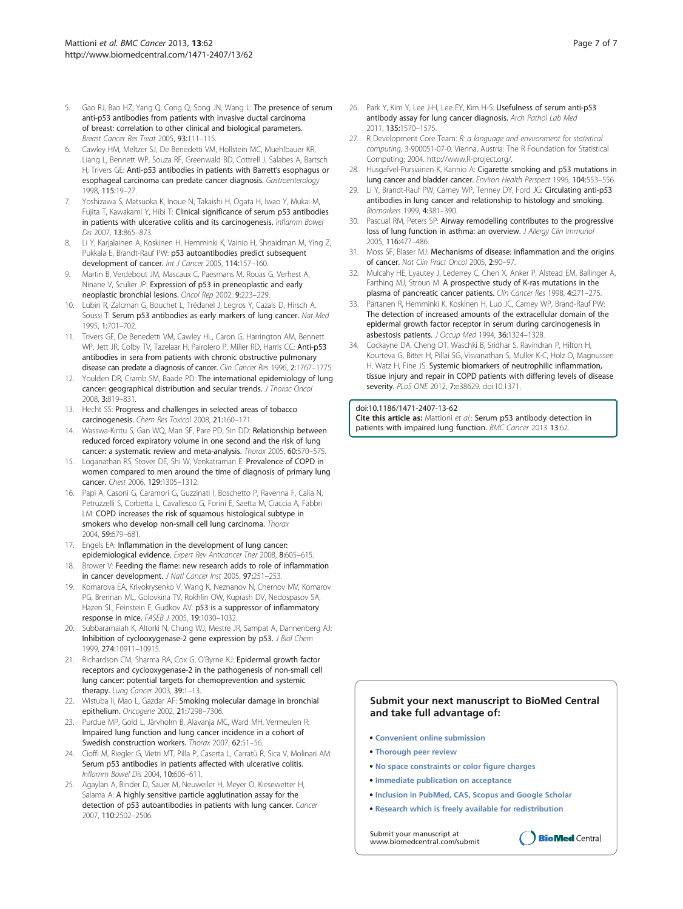5. Gao RJ, Bao HZ, Yang Q, Cong Q, Song JN, Wang L: **The presence of serum anti-p53 antibodies from patients with invasive ductal carcinoma of breast: correlation to other clinical and biological parameters.** *Breast Cancer Res Treat* 2005, **93**:111–115.
6. Cawley HM, Meltzer SJ, De Benedetti VM, Hollstein MC, Muehlbauer KR, Liang L, Bennett WP, Souza RF, Greenwald BD, Cottrell J, Salabes A, Bartsch H, Trivers GE: **Anti-p53 antibodies in patients with Barrett's esophagus or esophageal carcinoma can predate cancer diagnosis.** *Gastroenterology* 1998, **115**:19–27.
7. Yoshizawa S, Matsuoka K, Inoue N, Takaishi H, Ogata H, Iwao Y, Mukai M, Fujita T, Kawakami Y, Hibi T: **Clinical significance of serum p53 antibodies in patients with ulcerative colitis and its carcinogenesis.** *Inflamm Bowel Dis* 2007, **13**:865–873.
8. Li Y, Karjalainen A, Koskinen H, Hemminki K, Vainio H, Shnaidman M, Ying Z, Pukkala E, Brandt-Rauf PW: **p53 autoantibodies predict subsequent development of cancer.** *Int J Cancer* 2005, **114**:157–160.
9. Martin B, Verdebout JM, Mascaux C, Paesmans M, Rouas G, Verhest A, Ninane V, Sculier JP: **Expression of p53 in preneoplastic and early neoplastic bronchial lesions.** *Oncol Rep* 2002, **9**:223–229.
10. Lubin R, Zalcman G, Bouchet L, Trédanel J, Legros Y, Cazals D, Hirsch A, Soussi T: **Serum p53 antibodies as early markers of lung cancer.** *Nat Med* 1995, **1**:701–702.
11. Trivers GE, De Benedetti VM, Cawley HL, Caron G, Harrington AM, Bennett WP, Jett JR, Colby TV, Tazelaar H, Pairolero P, Miller RD, Harris CC: **Anti-p53 antibodies in sera from patients with chronic obstructive pulmonary disease can predate a diagnosis of cancer.** *Clin Cancer Res* 1996, **2**:1767–1775.
12. Youlden DR, Cramb SM, Baade PD: **The international epidemiology of lung cancer: geographical distribution and secular trends.** *J Thorac Oncol* 2008, **3**:819–831.
13. Hecht SS: **Progress and challenges in selected areas of tobacco carcinogenesis.** *Chem Res Toxicol* 2008, **21**:160–171.
14. Wasswa-Kintu S, Gan WQ, Man SF, Pare PD, Sin DD: **Relationship between reduced forced expiratory volume in one second and the risk of lung cancer: a systematic review and meta-analysis.** *Thorax* 2005, **60**:570–575.
15. Loganathan RS, Stover DE, Shi W, Venkatraman E: **Prevalence of COPD in women compared to men around the time of diagnosis of primary lung cancer.** *Chest* 2006, **129**:1305–1312.
16. Papi A, Casoni G, Caramori G, Guzzinati I, Boschetto P, Ravenna F, Calia N, Petruzzelli S, Corbetta L, Cavallesco G, Forini E, Saetta M, Ciaccia A, Fabbri LM: **COPD increases the risk of squamous histological subtype in smokers who develop non-small cell lung carcinoma.** *Thorax* 2004, **59**:679–681.
17. Engels EA: **Inflammation in the development of lung cancer: epidemiological evidence.** *Expert Rev Anticancer Ther* 2008, **8**:605–615.
18. Brower V: **Feeding the flame: new research adds to role of inflammation in cancer development.** *J Natl Cancer Inst* 2005, **97**:251–253.
19. Komarova EA, Krivokrysenko V, Wang K, Neznanov N, Chernov MV, Komarov PG, Brennan ML, Golovkina TV, Rokhlin OW, Kuprash DV, Nedospasov SA, Hazen SL, Feinstein E, Gudkov AV: **p53 is a suppressor of inflammatory response in mice.** *FASEB J* 2005, **19**:1030–1032.
20. Subbaramaiah K, Altorki N, Chung WJ, Mestre JR, Sampat A, Dannenberg AJ: **Inhibition of cyclooxygenase-2 gene expression by p53.** *J Biol Chem* 1999, **274**:10911–10915.
21. Richardson CM, Sharma RA, Cox G, O'Byrne KJ: **Epidermal growth factor receptors and cyclooxygenase-2 in the pathogenesis of non-small cell lung cancer: potential targets for chemoprevention and systemic therapy.** *Lung Cancer* 2003, **39**:1–13.
22. Wistuba II, Mao L, Gazdar AF: **Smoking molecular damage in bronchial epithelium.** *Oncogene* 2002, **21**:7298–7306.
23. Purdue MP, Gold L, Järvholm B, Alavanja MC, Ward MH, Vermeulen R: **Impaired lung function and lung cancer incidence in a cohort of Swedish construction workers.** *Thorax* 2007, **62**:51–56.
24. Cioffi M, Riegler G, Vietri MT, Pilla P, Caserta L, Carratù R, Sica V, Molinari AM: **Serum p53 antibodies in patients affected with ulcerative colitis.** *Inflamm Bowel Dis* 2004, **10**:606–611.
25. Agaylan A, Binder D, Sauer M, Neuweiler H, Meyer O, Kiesewetter H, Salama A: **A highly sensitive particle agglutination assay for the detection of p53 autoantibodies in patients with lung cancer.** *Cancer* 2007, **110**:2502–2506.
26. Park Y, Kim Y, Lee J-H, Lee EY, Kim H-S: **Usefulness of serum anti-p53 antibody assay for lung cancer diagnosis.** *Arch Pathol Lab Med* 2011, **135**:1570–1575.
27. R Development Core Team: *R: a language and environment for statistical computing*, 3-900051-07-0. Vienna, Austria: The R Foundation for Statistical Computing; 2004. http://www.R-project.org/.
28. Husgafvel-Pursiainen K, Kannio A: **Cigarette smoking and p53 mutations in lung cancer and bladder cancer.** *Environ Health Perspect* 1996, **104**:553–556.
29. Li Y, Brandt-Rauf PW, Carney WP, Tenney DY, Ford JG: **Circulating anti-p53 antibodies in lung cancer and relationship to histology and smoking.** *Biomarkers* 1999, **4**:381–390.
30. Pascual RM, Peters SP: **Airway remodelling contributes to the progressive loss of lung function in asthma: an overview.** *J Allergy Clin Immunol* 2005, **116**:477–486.
31. Moss SF, Blaser MJ: **Mechanisms of disease: inflammation and the origins of cancer.** *Nat Clin Pract Oncol* 2005, **2**:90–97.
32. Mulcahy HE, Lyautey J, Lederrey C, Chen X, Anker P, Alstead EM, Ballinger A, Farthing MJ, Stroun M: **A prospective study of K-ras mutations in the plasma of pancreatic cancer patients.** *Clin Cancer Res* 1998, **4**:271–275.
33. Partanen R, Hemminki K, Koskinen H, Luo JC, Carney WP, Brand-Rauf PW: **The detection of increased amounts of the extracellular domain of the epidermal growth factor receptor in serum during carcinogenesis in asbestosis patients.** *J Occup Med* 1994, **36**:1324–1328.
34. Cockayne DA, Cheng DT, Waschki B, Sridhar S, Ravindran P, Hilton H, Kourteva G, Bitter H, Pillai SG, Visvanathan S, Muller K-C, Holz O, Magnussen H, Watz H, Fine JS: **Systemic biomarkers of neutrophilic inflammation, tissue injury and repair in COPD patients with differing levels of disease severity.** *PLoS ONE* 2012, **7**:e38629. doi:10.1371.

doi:10.1186/1471-2407-13-62
**Cite this article as:** Mattioni *et al.*: Serum p53 antibody detection in patients with impaired lung function. *BMC Cancer* 2013 **13**:62.

**Submit your next manuscript to BioMed Central and take full advantage of:**

- **Convenient online submission**
- **Thorough peer review**
- **No space constraints or color figure charges**
- **Immediate publication on acceptance**
- **Inclusion in PubMed, CAS, Scopus and Google Scholar**
- **Research which is freely available for redistribution**

Submit your manuscript at
www.biomedcentral.com/submit

BioMed Central